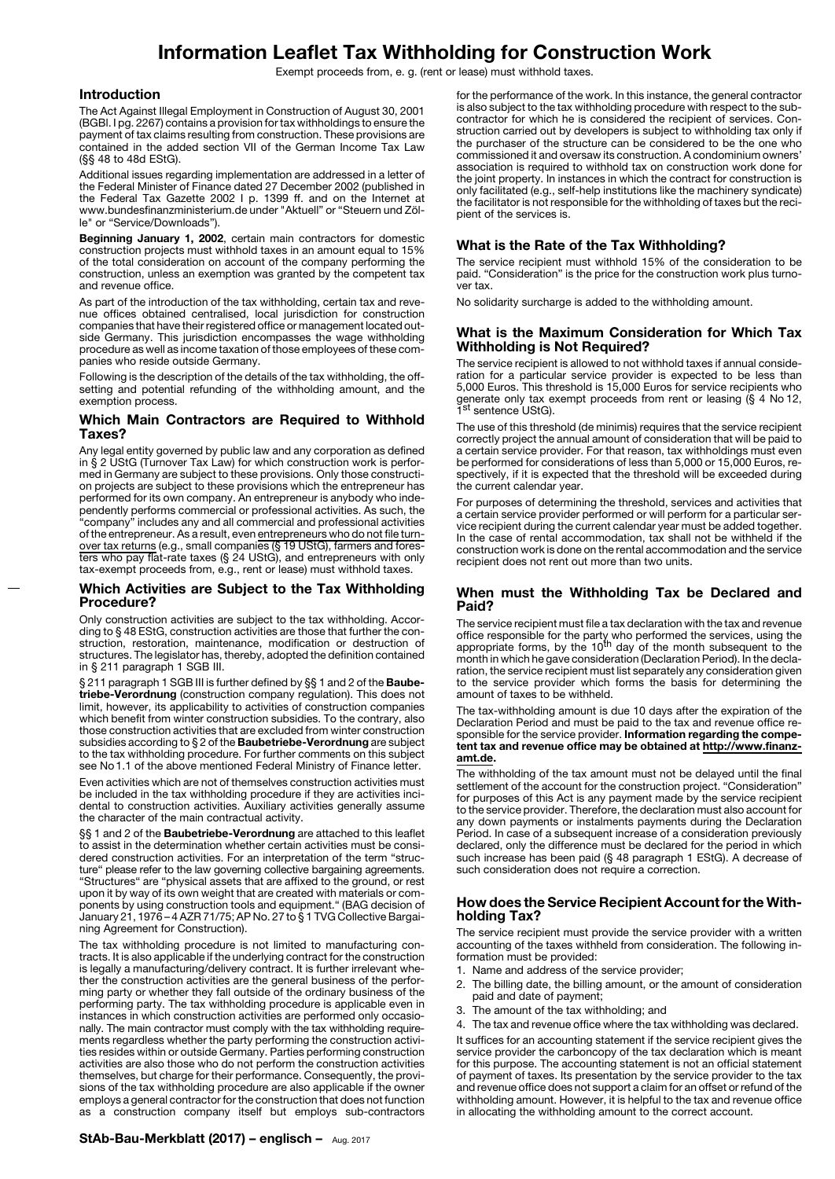# Information Leaflet Tax Withholding for Construction Work

Exempt proceeds from, e. g. (rent or lease) must withhold taxes.

## Introduction

The Act Against Illegal Employment in Construction of August 30, 2001 (BGBl. I pg. 2267) contains a provision for tax withholdings to ensure the payment of tax claims resulting from construction. These provisions are contained in the added section VII of the German Income Tax Law (§§ 48 to 48d EStG).

Additional issues regarding implementation are addressed in a letter of the Federal Minister of Finance dated 27 December 2002 (published in the Federal Tax Gazette 2002 I p. 1399 ff. and on the Internet at www.bundesfinanzministerium.de under "Aktuell" or "Steuern und Zölle" or "Service/Downloads").

**Beginning January 1, 2002**, certain main contractors for domestic construction projects must withhold taxes in an amount equal to 15% of the total consideration on account of the company performing the construction, unless an exemption was granted by the competent tax and revenue office.

As part of the introduction of the tax withholding, certain tax and revenue offices obtained centralised, local jurisdiction for construction companies that have their registered office or management located outside Germany. This jurisdiction encompasses the wage withholding procedure as well as income taxation of those employees of these companies who reside outside Germany.

Following is the description of the details of the tax withholding, the offsetting and potential refunding of the withholding amount, and the exemption process.

## Which Main Contractors are Required to Withhold Taxes?

Any legal entity governed by public law and any corporation as defined in § 2 UStG (Turnover Tax Law) for which construction work is performed in Germany are subject to these provisions. Only those construction projects are subject to these provisions which the entrepreneur has performed for its own company. An entrepreneur is anybody who independently performs commercial or professional activities. As such, the "company" includes any and all commercial and professional activities of the entrepreneur. As a result, even entrepreneurs who do not file turnover tax returns (e.g., small companies (§ 19 UStG), farmers and foresters who pay flat-rate taxes (§ 24 UStG), and entrepreneurs with only tax-exempt proceeds from, e.g., rent or lease) must withhold taxes.

## Which Activities are Subject to the Tax Withholding Procedure?

Only construction activities are subject to the tax withholding. According to § 48 EStG, construction activities are those that further the construction, restoration, maintenance, modification or destruction of structures. The legislator has, thereby, adopted the definition contained in § 211 paragraph 1 SGB III.

§ 211 paragraph 1 SGB III is further defined by §§ 1 and 2 of the **Baubetriebe-Verordnung** (construction company regulation). This does not limit, however, its applicability to activities of construction companies which benefit from winter construction subsidies. To the contrary, also those construction activities that are excluded from winter construction subsidies according to § 2 of the **Baubetriebe-Verordnung** are subject to the tax withholding procedure. For further comments on this subject see No 1.1 of the above mentioned Federal Ministry of Finance letter.

Even activities which are not of themselves construction activities must be included in the tax withholding procedure if they are activities incidental to construction activities. Auxiliary activities generally assume the character of the main contractual activity.

§§ 1 and 2 of the **Baubetriebe-Verordnung** are attached to this leaflet to assist in the determination whether certain activities must be considered construction activities. For an interpretation of the term "structure" please refer to the law governing collective bargaining agreements. "Structures" are "physical assets that are affixed to the ground, or rest upon it by way of its own weight that are created with materials or components by using construction tools and equipment." (BAG decision of January 21, 1976 – 4 AZR 71/75; AP No. 27 to § 1 TVG Collective Bargaining Agreement for Construction).

The tax withholding procedure is not limited to manufacturing contracts. It is also applicable if the underlying contract for the construction is legally a manufacturing/delivery contract. It is further irrelevant whether the construction activities are the general business of the performing party or whether they fall outside of the ordinary business of the performing party. The tax withholding procedure is applicable even in instances in which construction activities are performed only occasionally. The main contractor must comply with the tax withholding requirements regardless whether the party performing the construction activities resides within or outside Germany. Parties performing construction activities are also those who do not perform the construction activities themselves, but charge for their performance. Consequently, the provisions of the tax withholding procedure are also applicable if the owner employs a general contractor for the construction that does not function as a construction company itself but employs sub-contractors for the performance of the work. In this instance, the general contractor is also subject to the tax withholding procedure with respect to the sub-contractor for which he is considered the recipient of services. Construction carried out by developers is subject to withholding tax only if the purchaser of the structure can be considered to be the one who commissioned it and oversaw its construction. A condominium owners' association is required to withhold tax on construction work done for the joint property. In instances in which the contract for construction is only facilitated (e.g., self-help institutions like the machinery syndicate) the facilitator is not responsible for the withholding of taxes but the recipient of the services is.

## What is the Rate of the Tax Withholding?

The service recipient must withhold 15% of the consideration to be paid. "Consideration" is the price for the construction work plus turnover tax.

No solidarity surcharge is added to the withholding amount.

## What is the Maximum Consideration for Which Tax Withholding is Not Required?

The service recipient is allowed to not withhold taxes if annual consideration for a particular service provider is expected to be less than 5,000 Euros. This threshold is 15,000 Euros for service recipients who generate only tax exempt proceeds from rent or leasing (§ 4 No 12, 1st sentence UStG).

The use of this threshold (de minimis) requires that the service recipient correctly project the annual amount of consideration that will be paid to a certain service provider. For that reason, tax withholdings must even be performed for considerations of less than 5,000 or 15,000 Euros, respectively, if it is expected that the threshold will be exceeded during the current calendar year.

For purposes of determining the threshold, services and activities that a certain service provider performed or will perform for a particular service recipient during the current calendar year must be added together. In the case of rental accommodation, tax shall not be withheld if the construction work is done on the rental accommodation and the service recipient does not rent out more than two units.

## When must the Withholding Tax be Declared and Paid?

The service recipient must file a tax declaration with the tax and revenue office responsible for the party who performed the services, using the appropriate forms, by the 10th day of the month subsequent to the month in which he gave consideration (Declaration Period). In the declaration, the service recipient must list separately any consideration given to the service provider which forms the basis for determining the amount of taxes to be withheld.

The tax-withholding amount is due 10 days after the expiration of the Declaration Period and must be paid to the tax and revenue office responsible for the service provider. **Information regarding the competent tax and revenue office may be obtained at http://www.finanzamt.de.**

The withholding of the tax amount must not be delayed until the final settlement of the account for the construction project. "Consideration" for purposes of this Act is any payment made by the service recipient to the service provider. Therefore, the declaration must also account for any down payments or instalments payments during the Declaration Period. In case of a subsequent increase of a consideration previously declared, only the difference must be declared for the period in which such increase has been paid (§ 48 paragraph 1 EStG). A decrease of such consideration does not require a correction.

## How does the Service Recipient Account for the Withholding Tax?

The service recipient must provide the service provider with a written accounting of the taxes withheld from consideration. The following information must be provided:

1. Name and address of the service provider;
2. The billing date, the billing amount, or the amount of consideration paid and date of payment;
3. The amount of the tax withholding; and
4. The tax and revenue office where the tax withholding was declared.

It suffices for an accounting statement if the service recipient gives the service provider the carboncopy of the tax declaration which is meant for this purpose. The accounting statement is not an official statement of payment of taxes. Its presentation by the service provider to the tax and revenue office does not support a claim for an offset or refund of the withholding amount. However, it is helpful to the tax and revenue office in allocating the withholding amount to the correct account.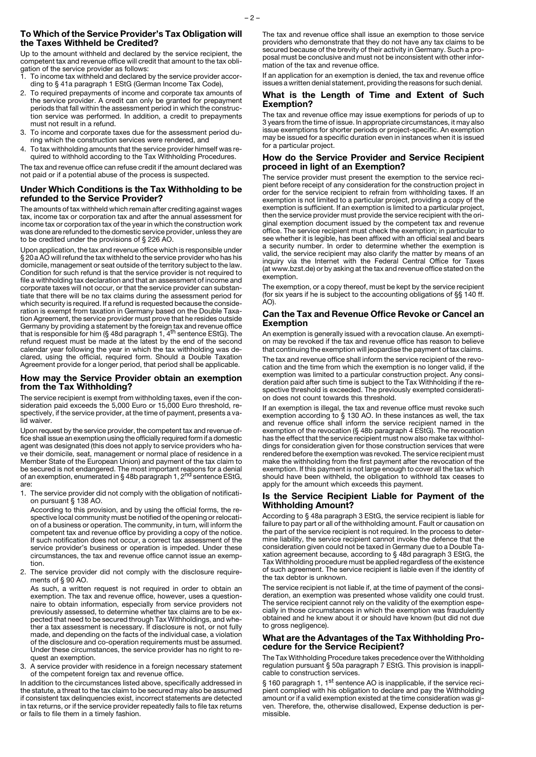## To Which of the Service Provider's Tax Obligation will the Taxes Withheld be Credited?

Up to the amount withheld and declared by the service recipient, the competent tax and revenue office will credit that amount to the tax obligation of the service provider as follows:

1. To income tax withheld and declared by the service provider according to § 41a paragraph 1 EStG (German Income Tax Code),
2. To required prepayments of income and corporate tax amounts of the service provider. A credit can only be granted for prepayment periods that fall within the assessment period in which the construction service was performed. In addition, a credit to prepayments must not result in a refund.
3. To income and corporate taxes due for the assessment period during which the construction services were rendered, and
4. To tax withholding amounts that the service provider himself was required to withhold according to the Tax Withholding Procedures.

The tax and revenue office can refuse credit if the amount declared was not paid or if a potential abuse of the process is suspected.

## Under Which Conditions is the Tax Withholding to be refunded to the Service Provider?

The amounts of tax withheld which remain after crediting against wages tax, income tax or corporation tax and after the annual assessment for income tax or corporation tax of the year in which the construction work was done are refunded to the domestic service provider, unless they are to be credited under the provisions of § 226 AO.

Upon application, the tax and revenue office which is responsible under § 20a AO will refund the tax withheld to the service provider who has his domicile, management or seat outside of the territory subject to the law. Condition for such refund is that the service provider is not required to file a withholding tax declaration and that an assessment of income and corporate taxes will not occur, or that the service provider can substantiate that there will be no tax claims during the assessment period for which security is required. If a refund is requested because the consideration is exempt from taxation in Germany based on the Double Taxation Agreement, the service provider must prove that he resides outside Germany by providing a statement by the foreign tax and revenue office that is responsible for him (§ 48d paragraph 1, 4th sentence EStG). The refund request must be made at the latest by the end of the second calendar year following the year in which the tax withholding was declared, using the official, required form. Should a Double Taxation Agreement provide for a longer period, that period shall be applicable.

## How may the Service Provider obtain an exemption from the Tax Withholding?

The service recipient is exempt from withholding taxes, even if the consideration paid exceeds the 5,000 Euro or 15,000 Euro threshold, respectively, if the service provider, at the time of payment, presents a valid waiver.

Upon request by the service provider, the competent tax and revenue office shall issue an exemption using the officially required form if a domestic agent was designated (this does not apply to service providers who have their domicile, seat, management or normal place of residence in a Member State of the European Union) and payment of the tax claim to be secured is not endangered. The most important reasons for a denial of an exemption, enumerated in § 48b paragraph 1, 2nd sentence EStG, are:

1. The service provider did not comply with the obligation of notification pursuant § 138 AO.

   According to this provision, and by using the official forms, the respective local community must be notified of the opening or relocation of a business or operation. The community, in turn, will inform the competent tax and revenue office by providing a copy of the notice. If such notification does not occur, a correct tax assessment of the service provider's business or operation is impeded. Under these circumstances, the tax and revenue office cannot issue an exemption.

2. The service provider did not comply with the disclosure requirements of § 90 AO.

   As such, a written request is not required in order to obtain an exemption. The tax and revenue office, however, uses a questionnaire to obtain information, especially from service providers not previously assessed, to determine whether tax claims are to be expected that need to be secured through Tax Withholdings, and whether a tax assessment is necessary. If disclosure is not, or not fully made, and depending on the facts of the individual case, a violation of the disclosure and co-operation requirements must be assumed. Under these circumstances, the service provider has no right to request an exemption.

3. A service provider with residence in a foreign necessary statement of the competent foreign tax and revenue office.

In addition to the circumstances listed above, specifically addressed in the statute, a threat to the tax claim to be secured may also be assumed if consistent tax delinquencies exist, incorrect statements are detected in tax returns, or if the service provider repeatedly fails to file tax returns or fails to file them in a timely fashion.

The tax and revenue office shall issue an exemption to those service providers who demonstrate that they do not have any tax claims to be secured because of the brevity of their activity in Germany. Such a proposal must be conclusive and must not be inconsistent with other information of the tax and revenue office.

If an application for an exemption is denied, the tax and revenue office issues a written denial statement, providing the reasons for such denial.

## What is the Length of Time and Extent of Such Exemption?

The tax and revenue office may issue exemptions for periods of up to 3 years from the time of issue. In appropriate circumstances, it may also issue exemptions for shorter periods or project-specific. An exemption may be issued for a specific duration even in instances when it is issued for a particular project.

## How do the Service Provider and Service Recipient proceed in light of an Exemption?

The service provider must present the exemption to the service recipient before receipt of any consideration for the construction project in order for the service recipient to refrain from withholding taxes. If an exemption is not limited to a particular project, providing a copy of the exemption is sufficient. If an exemption is limited to a particular project, then the service provider must provide the service recipient with the original exemption document issued by the competent tax and revenue office. The service recipient must check the exemption; in particular to see whether it is legible, has been affixed with an official seal and bears a security number. In order to determine whether the exemption is valid, the service recipient may also clarify the matter by means of an inquiry via the Internet with the Federal Central Office for Taxes (at www.bzst.de) or by asking at the tax and revenue office stated on the exemption.

The exemption, or a copy thereof, must be kept by the service recipient (for six years if he is subject to the accounting obligations of §§ 140 ff. AO).

## Can the Tax and Revenue Office Revoke or Cancel an Exemption

An exemption is generally issued with a revocation clause. An exemption may be revoked if the tax and revenue office has reason to believe that continuing the exemption will jeopardise the payment of tax claims.

The tax and revenue office shall inform the service recipient of the revocation and the time from which the exemption is no longer valid, if the exemption was limited to a particular construction project. Any consideration paid after such time is subject to the Tax Withholding if the respective threshold is exceeded. The previously exempted consideration does not count towards this threshold.

If an exemption is illegal, the tax and revenue office must revoke such exemption according to § 130 AO. In these instances as well, the tax and revenue office shall inform the service recipient named in the exemption of the revocation (§ 48b paragraph 4 EStG). The revocation has the effect that the service recipient must now also make tax withholdings for consideration given for those construction services that were rendered before the exemption was revoked. The service recipient must make the withholding from the first payment after the revocation of the exemption. If this payment is not large enough to cover all the tax which should have been withheld, the obligation to withhold tax ceases to apply for the amount which exceeds this payment.

## Is the Service Recipient Liable for Payment of the Withholding Amount?

According to § 48a paragraph 3 EStG, the service recipient is liable for failure to pay part or all of the withholding amount. Fault or causation on the part of the service recipient is not required. In the process to determine liability, the service recipient cannot invoke the defence that the consideration given could not be taxed in Germany due to a Double Taxation agreement because, according to § 48d paragraph 3 EStG, the Tax Withholding procedure must be applied regardless of the existence of such agreement. The service recipient is liable even if the identity of the tax debtor is unknown.

The service recipient is not liable if, at the time of payment of the consideration, an exemption was presented whose validity one could trust. The service recipient cannot rely on the validity of the exemption especially in those circumstances in which the exemption was fraudulently obtained and he knew about it or should have known (but did not due to gross negligence).

## What are the Advantages of the Tax Withholding Procedure for the Service Recipient?

The Tax Withholding Procedure takes precedence over the Withholding regulation pursuant § 50a paragraph 7 EStG. This provision is inapplicable to construction services.

§ 160 paragraph 1, 1st sentence AO is inapplicable, if the service recipient complied with his obligation to declare and pay the Withholding amount or if a valid exemption existed at the time consideration was given. Therefore, the, otherwise disallowed, Expense deduction is permissible.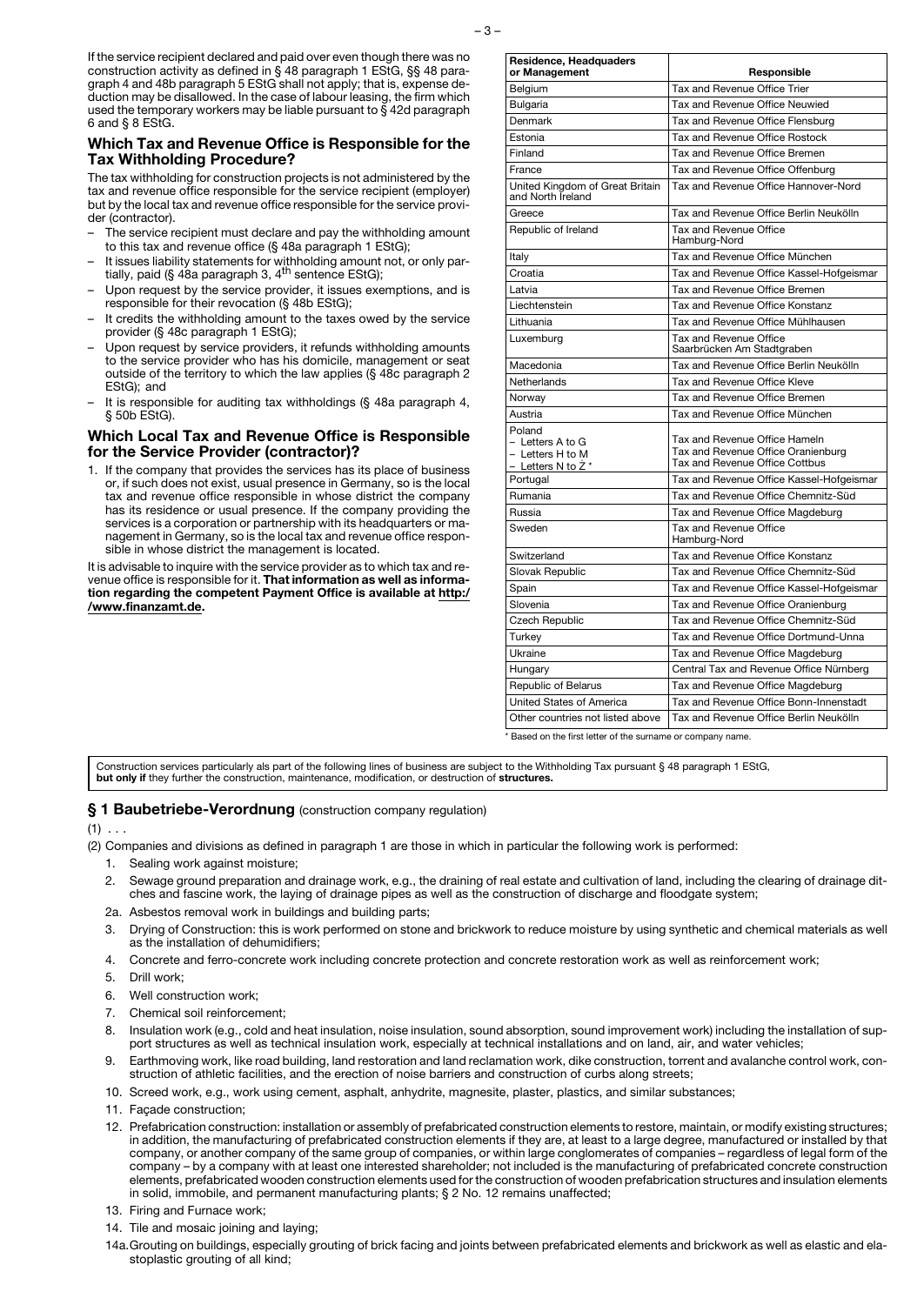If the service recipient declared and paid over even though there was no construction activity as defined in § 48 paragraph 1 EStG, §§ 48 paragraph 4 and 48b paragraph 5 EStG shall not apply; that is, expense deduction may be disallowed. In the case of labour leasing, the firm which used the temporary workers may be liable pursuant to § 42d paragraph 6 and § 8 EStG.

## Which Tax and Revenue Office is Responsible for the Tax Withholding Procedure?

The tax withholding for construction projects is not administered by the tax and revenue office responsible for the service recipient (employer) but by the local tax and revenue office responsible for the service provider (contractor).

- The service recipient must declare and pay the withholding amount to this tax and revenue office (§ 48a paragraph 1 EStG);
- It issues liability statements for withholding amount not, or only partially, paid (§ 48a paragraph 3, 4th sentence EStG);
- Upon request by the service provider, it issues exemptions, and is responsible for their revocation (§ 48b EStG);
- It credits the withholding amount to the taxes owed by the service provider (§ 48c paragraph 1 EStG);
- Upon request by service providers, it refunds withholding amounts to the service provider who has his domicile, management or seat outside of the territory to which the law applies (§ 48c paragraph 2 EStG); and
- It is responsible for auditing tax withholdings (§ 48a paragraph 4, § 50b EStG).

## Which Local Tax and Revenue Office is Responsible for the Service Provider (contractor)?

1. If the company that provides the services has its place of business or, if such does not exist, usual presence in Germany, so is the local tax and revenue office responsible in whose district the company has its residence or usual presence. If the company providing the services is a corporation or partnership with its headquarters or management in Germany, so is the local tax and revenue office responsible in whose district the management is located.

It is advisable to inquire with the service provider as to which tax and revenue office is responsible for it. **That information as well as information regarding the competent Payment Office is available at http://www.finanzamt.de.**

| Residence, Headquaders or Management | Responsible |
|---|---|
| Belgium | Tax and Revenue Office Trier |
| Bulgaria | Tax and Revenue Office Neuwied |
| Denmark | Tax and Revenue Office Flensburg |
| Estonia | Tax and Revenue Office Rostock |
| Finland | Tax and Revenue Office Bremen |
| France | Tax and Revenue Office Offenburg |
| United Kingdom of Great Britain and North Ireland | Tax and Revenue Office Hannover-Nord |
| Greece | Tax and Revenue Office Berlin Neukölln |
| Republic of Ireland | Tax and Revenue Office Hamburg-Nord |
| Italy | Tax and Revenue Office München |
| Croatia | Tax and Revenue Office Kassel-Hofgeismar |
| Latvia | Tax and Revenue Office Bremen |
| Liechtenstein | Tax and Revenue Office Konstanz |
| Lithuania | Tax and Revenue Office Mühlhausen |
| Luxemburg | Tax and Revenue Office Saarbrücken Am Stadtgraben |
| Macedonia | Tax and Revenue Office Berlin Neukölln |
| Netherlands | Tax and Revenue Office Kleve |
| Norway | Tax and Revenue Office Bremen |
| Austria | Tax and Revenue Office München |
| Poland<br>– Letters A to G<br>– Letters H to M<br>– Letters N to Ž * | <br>Tax and Revenue Office Hameln<br>Tax and Revenue Office Oranienburg<br>Tax and Revenue Office Cottbus |
| Portugal | Tax and Revenue Office Kassel-Hofgeismar |
| Rumania | Tax and Revenue Office Chemnitz-Süd |
| Russia | Tax and Revenue Office Magdeburg |
| Sweden | Tax and Revenue Office Hamburg-Nord |
| Switzerland | Tax and Revenue Office Konstanz |
| Slovak Republic | Tax and Revenue Office Chemnitz-Süd |
| Spain | Tax and Revenue Office Kassel-Hofgeismar |
| Slovenia | Tax and Revenue Office Oranienburg |
| Czech Republic | Tax and Revenue Office Chemnitz-Süd |
| Turkey | Tax and Revenue Office Dortmund-Unna |
| Ukraine | Tax and Revenue Office Magdeburg |
| Hungary | Central Tax and Revenue Office Nürnberg |
| Republic of Belarus | Tax and Revenue Office Magdeburg |
| United States of America | Tax and Revenue Office Bonn-Innenstadt |
| Other countries not listed above | Tax and Revenue Office Berlin Neukölln |

\* Based on the first letter of the surname or company name.

Construction services particularly als part of the following lines of business are subject to the Withholding Tax pursuant § 48 paragraph 1 EStG, **but only if** they further the construction, maintenance, modification, or destruction of **structures.**

## § 1 Baubetriebe-Verordnung (construction company regulation)

(1) . . .

(2) Companies and divisions as defined in paragraph 1 are those in which in particular the following work is performed:

1. Sealing work against moisture;
2. Sewage ground preparation and drainage work, e.g., the draining of real estate and cultivation of land, including the clearing of drainage ditches and fascine work, the laying of drainage pipes as well as the construction of discharge and floodgate system;

2a. Asbestos removal work in buildings and building parts;

3. Drying of Construction: this is work performed on stone and brickwork to reduce moisture by using synthetic and chemical materials as well as the installation of dehumidifiers;
4. Concrete and ferro-concrete work including concrete protection and concrete restoration work as well as reinforcement work;
5. Drill work;
6. Well construction work;
7. Chemical soil reinforcement;
8. Insulation work (e.g., cold and heat insulation, noise insulation, sound absorption, sound improvement work) including the installation of support structures as well as technical insulation work, especially at technical installations and on land, air, and water vehicles;
9. Earthmoving work, like road building, land restoration and land reclamation work, dike construction, torrent and avalanche control work, construction of athletic facilities, and the erection of noise barriers and construction of curbs along streets;
10. Screed work, e.g., work using cement, asphalt, anhydrite, magnesite, plaster, plastics, and similar substances;
11. Façade construction;
12. Prefabrication construction: installation or assembly of prefabricated construction elements to restore, maintain, or modify existing structures; in addition, the manufacturing of prefabricated construction elements if they are, at least to a large degree, manufactured or installed by that company, or another company of the same group of companies, or within large conglomerates of companies – regardless of legal form of the company – by a company with at least one interested shareholder; not included is the manufacturing of prefabricated concrete construction elements, prefabricated wooden construction elements used for the construction of wooden prefabrication structures and insulation elements in solid, immobile, and permanent manufacturing plants; § 2 No. 12 remains unaffected;
13. Firing and Furnace work;
14. Tile and mosaic joining and laying;

14a. Grouting on buildings, especially grouting of brick facing and joints between prefabricated elements and brickwork as well as elastic and elastoplastic grouting of all kind;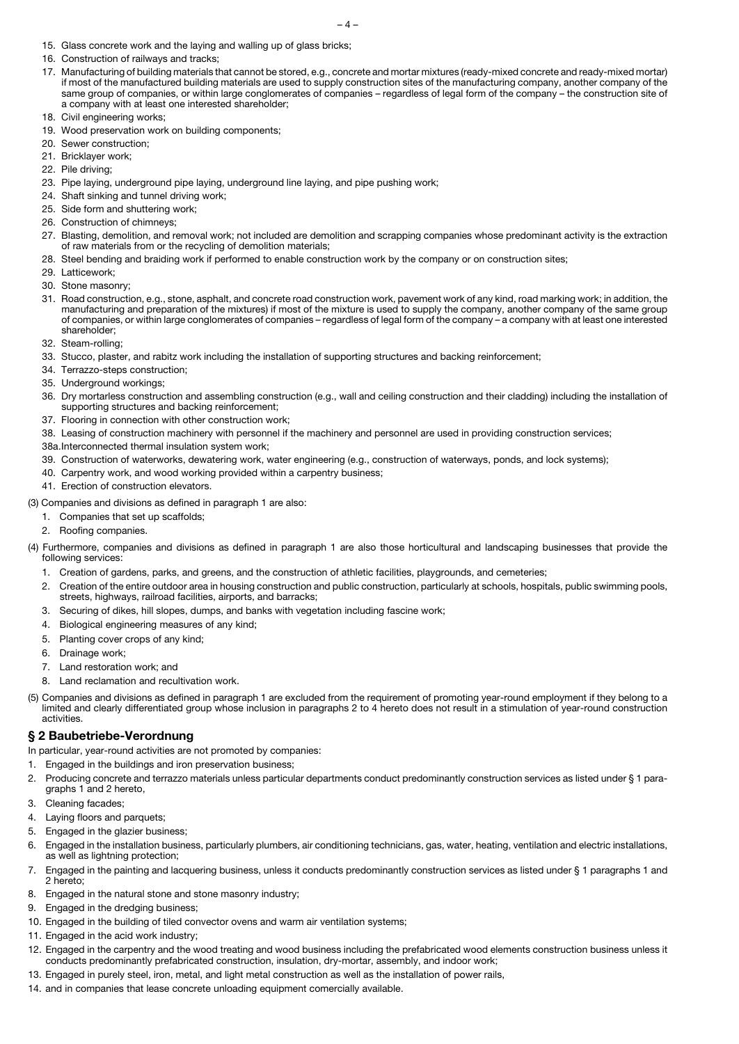15. Glass concrete work and the laying and walling up of glass bricks;
16. Construction of railways and tracks;
17. Manufacturing of building materials that cannot be stored, e.g., concrete and mortar mixtures (ready-mixed concrete and ready-mixed mortar) if most of the manufactured building materials are used to supply construction sites of the manufacturing company, another company of the same group of companies, or within large conglomerates of companies – regardless of legal form of the company – the construction site of a company with at least one interested shareholder;
18. Civil engineering works;
19. Wood preservation work on building components;
20. Sewer construction;
21. Bricklayer work;
22. Pile driving;
23. Pipe laying, underground pipe laying, underground line laying, and pipe pushing work;
24. Shaft sinking and tunnel driving work;
25. Side form and shuttering work;
26. Construction of chimneys;
27. Blasting, demolition, and removal work; not included are demolition and scrapping companies whose predominant activity is the extraction of raw materials from or the recycling of demolition materials;
28. Steel bending and braiding work if performed to enable construction work by the company or on construction sites;
29. Latticework;
30. Stone masonry;
31. Road construction, e.g., stone, asphalt, and concrete road construction work, pavement work of any kind, road marking work; in addition, the manufacturing and preparation of the mixtures) if most of the mixture is used to supply the company, another company of the same group of companies, or within large conglomerates of companies – regardless of legal form of the company – a company with at least one interested shareholder;
32. Steam-rolling;
33. Stucco, plaster, and rabitz work including the installation of supporting structures and backing reinforcement;
34. Terrazzo-steps construction;
35. Underground workings;
36. Dry mortarless construction and assembling construction (e.g., wall and ceiling construction and their cladding) including the installation of supporting structures and backing reinforcement;
37. Flooring in connection with other construction work;
38. Leasing of construction machinery with personnel if the machinery and personnel are used in providing construction services;

38a. Interconnected thermal insulation system work;

39. Construction of waterworks, dewatering work, water engineering (e.g., construction of waterways, ponds, and lock systems);
40. Carpentry work, and wood working provided within a carpentry business;
41. Erection of construction elevators.

(3) Companies and divisions as defined in paragraph 1 are also:

1. Companies that set up scaffolds;
2. Roofing companies.

(4) Furthermore, companies and divisions as defined in paragraph 1 are also those horticultural and landscaping businesses that provide the following services:

1. Creation of gardens, parks, and greens, and the construction of athletic facilities, playgrounds, and cemeteries;
2. Creation of the entire outdoor area in housing construction and public construction, particularly at schools, hospitals, public swimming pools, streets, highways, railroad facilities, airports, and barracks;
3. Securing of dikes, hill slopes, dumps, and banks with vegetation including fascine work;
4. Biological engineering measures of any kind;
5. Planting cover crops of any kind;
6. Drainage work;
7. Land restoration work; and
8. Land reclamation and recultivation work.

(5) Companies and divisions as defined in paragraph 1 are excluded from the requirement of promoting year-round employment if they belong to a limited and clearly differentiated group whose inclusion in paragraphs 2 to 4 hereto does not result in a stimulation of year-round construction activities.

## § 2 Baubetriebe-Verordnung

In particular, year-round activities are not promoted by companies:

1. Engaged in the buildings and iron preservation business;
2. Producing concrete and terrazzo materials unless particular departments conduct predominantly construction services as listed under § 1 paragraphs 1 and 2 hereto,
3. Cleaning facades;
4. Laying floors and parquets;
5. Engaged in the glazier business;
6. Engaged in the installation business, particularly plumbers, air conditioning technicians, gas, water, heating, ventilation and electric installations, as well as lightning protection;
7. Engaged in the painting and lacquering business, unless it conducts predominantly construction services as listed under § 1 paragraphs 1 and 2 hereto;
8. Engaged in the natural stone and stone masonry industry;
9. Engaged in the dredging business;
10. Engaged in the building of tiled convector ovens and warm air ventilation systems;
11. Engaged in the acid work industry;
12. Engaged in the carpentry and the wood treating and wood business including the prefabricated wood elements construction business unless it conducts predominantly prefabricated construction, insulation, dry-mortar, assembly, and indoor work;
13. Engaged in purely steel, iron, metal, and light metal construction as well as the installation of power rails,
14. and in companies that lease concrete unloading equipment comercially available.